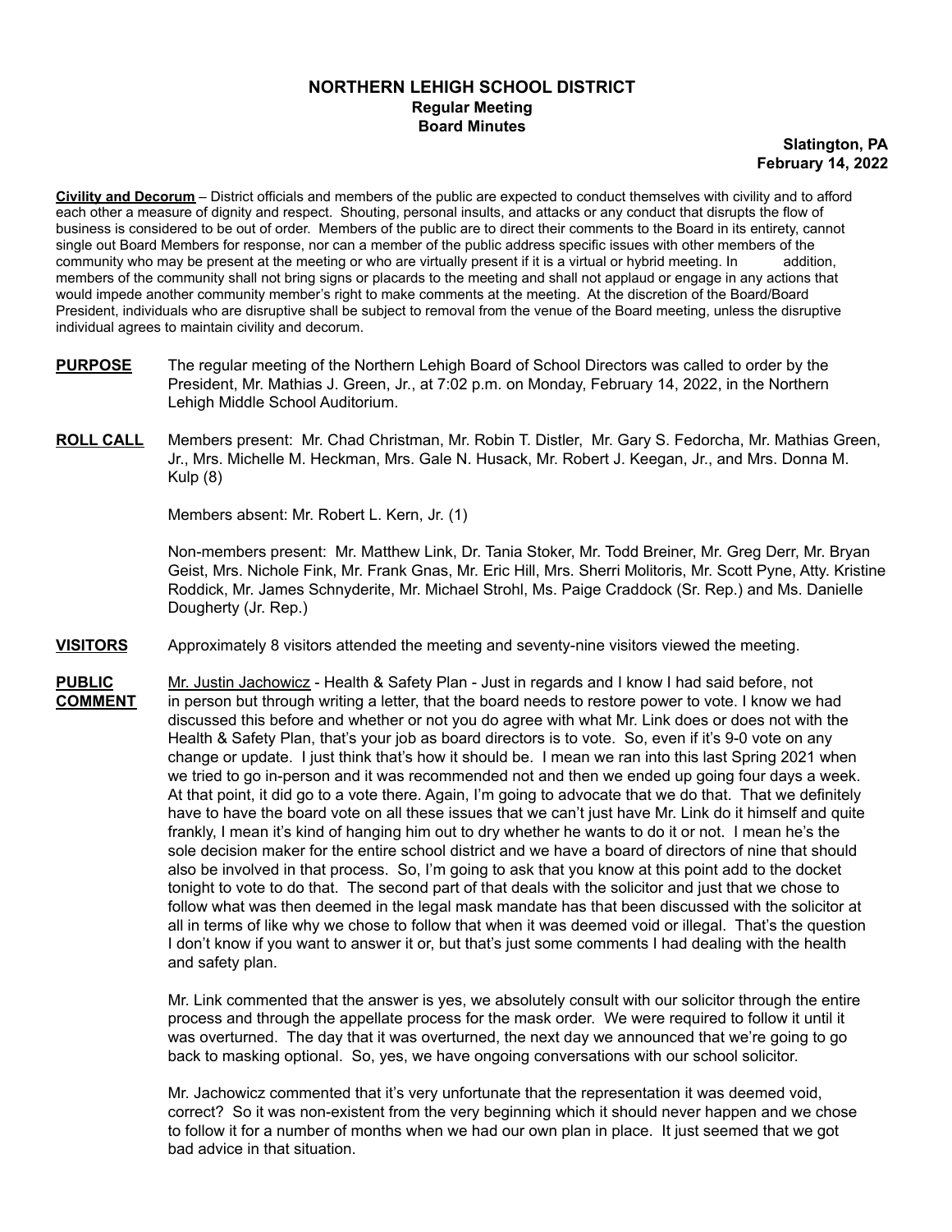# NORTHERN LEHIGH SCHOOL DISTRICT
## Regular Meeting
## Board Minutes

**Slatington, PA**
**February 14, 2022**

**Civility and Decorum** – District officials and members of the public are expected to conduct themselves with civility and to afford each other a measure of dignity and respect. Shouting, personal insults, and attacks or any conduct that disrupts the flow of business is considered to be out of order. Members of the public are to direct their comments to the Board in its entirety, cannot single out Board Members for response, nor can a member of the public address specific issues with other members of the community who may be present at the meeting or who are virtually present if it is a virtual or hybrid meeting. In addition, members of the community shall not bring signs or placards to the meeting and shall not applaud or engage in any actions that would impede another community member's right to make comments at the meeting. At the discretion of the Board/Board President, individuals who are disruptive shall be subject to removal from the venue of the Board meeting, unless the disruptive individual agrees to maintain civility and decorum.

**PURPOSE** The regular meeting of the Northern Lehigh Board of School Directors was called to order by the President, Mr. Mathias J. Green, Jr., at 7:02 p.m. on Monday, February 14, 2022, in the Northern Lehigh Middle School Auditorium.

**ROLL CALL** Members present: Mr. Chad Christman, Mr. Robin T. Distler, Mr. Gary S. Fedorcha, Mr. Mathias Green, Jr., Mrs. Michelle M. Heckman, Mrs. Gale N. Husack, Mr. Robert J. Keegan, Jr., and Mrs. Donna M. Kulp (8)

Members absent: Mr. Robert L. Kern, Jr. (1)

Non-members present: Mr. Matthew Link, Dr. Tania Stoker, Mr. Todd Breiner, Mr. Greg Derr, Mr. Bryan Geist, Mrs. Nichole Fink, Mr. Frank Gnas, Mr. Eric Hill, Mrs. Sherri Molitoris, Mr. Scott Pyne, Atty. Kristine Roddick, Mr. James Schnyderite, Mr. Michael Strohl, Ms. Paige Craddock (Sr. Rep.) and Ms. Danielle Dougherty (Jr. Rep.)

**VISITORS** Approximately 8 visitors attended the meeting and seventy-nine visitors viewed the meeting.

**PUBLIC COMMENT** Mr. Justin Jachowicz - Health & Safety Plan - Just in regards and I know I had said before, not in person but through writing a letter, that the board needs to restore power to vote. I know we had discussed this before and whether or not you do agree with what Mr. Link does or does not with the Health & Safety Plan, that's your job as board directors is to vote. So, even if it's 9-0 vote on any change or update. I just think that's how it should be. I mean we ran into this last Spring 2021 when we tried to go in-person and it was recommended not and then we ended up going four days a week. At that point, it did go to a vote there. Again, I'm going to advocate that we do that. That we definitely have to have the board vote on all these issues that we can't just have Mr. Link do it himself and quite frankly, I mean it's kind of hanging him out to dry whether he wants to do it or not. I mean he's the sole decision maker for the entire school district and we have a board of directors of nine that should also be involved in that process. So, I'm going to ask that you know at this point add to the docket tonight to vote to do that. The second part of that deals with the solicitor and just that we chose to follow what was then deemed in the legal mask mandate has that been discussed with the solicitor at all in terms of like why we chose to follow that when it was deemed void or illegal. That's the question I don't know if you want to answer it or, but that's just some comments I had dealing with the health and safety plan.

Mr. Link commented that the answer is yes, we absolutely consult with our solicitor through the entire process and through the appellate process for the mask order. We were required to follow it until it was overturned. The day that it was overturned, the next day we announced that we're going to go back to masking optional. So, yes, we have ongoing conversations with our school solicitor.

Mr. Jachowicz commented that it's very unfortunate that the representation it was deemed void, correct? So it was non-existent from the very beginning which it should never happen and we chose to follow it for a number of months when we had our own plan in place. It just seemed that we got bad advice in that situation.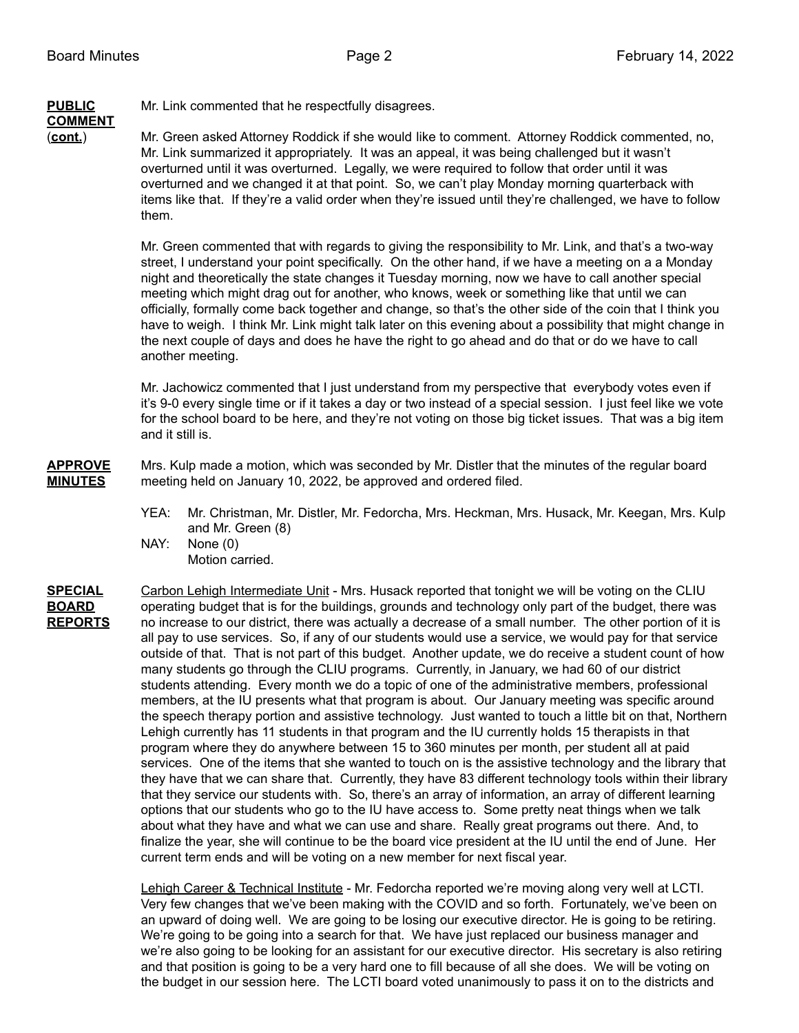**PUBLIC COMMENT (cont.)**

Mr. Link commented that he respectfully disagrees.

Mr. Green asked Attorney Roddick if she would like to comment. Attorney Roddick commented, no, Mr. Link summarized it appropriately. It was an appeal, it was being challenged but it wasn't overturned until it was overturned. Legally, we were required to follow that order until it was overturned and we changed it at that point. So, we can't play Monday morning quarterback with items like that. If they're a valid order when they're issued until they're challenged, we have to follow them.

Mr. Green commented that with regards to giving the responsibility to Mr. Link, and that's a two-way street, I understand your point specifically. On the other hand, if we have a meeting on a a Monday night and theoretically the state changes it Tuesday morning, now we have to call another special meeting which might drag out for another, who knows, week or something like that until we can officially, formally come back together and change, so that's the other side of the coin that I think you have to weigh. I think Mr. Link might talk later on this evening about a possibility that might change in the next couple of days and does he have the right to go ahead and do that or do we have to call another meeting.

Mr. Jachowicz commented that I just understand from my perspective that everybody votes even if it's 9-0 every single time or if it takes a day or two instead of a special session. I just feel like we vote for the school board to be here, and they're not voting on those big ticket issues. That was a big item and it still is.

**APPROVE MINUTES**

Mrs. Kulp made a motion, which was seconded by Mr. Distler that the minutes of the regular board meeting held on January 10, 2022, be approved and ordered filed.

YEA: Mr. Christman, Mr. Distler, Mr. Fedorcha, Mrs. Heckman, Mrs. Husack, Mr. Keegan, Mrs. Kulp and Mr. Green (8)
NAY: None (0)
Motion carried.

**SPECIAL BOARD REPORTS**

Carbon Lehigh Intermediate Unit - Mrs. Husack reported that tonight we will be voting on the CLIU operating budget that is for the buildings, grounds and technology only part of the budget, there was no increase to our district, there was actually a decrease of a small number. The other portion of it is all pay to use services. So, if any of our students would use a service, we would pay for that service outside of that. That is not part of this budget. Another update, we do receive a student count of how many students go through the CLIU programs. Currently, in January, we had 60 of our district students attending. Every month we do a topic of one of the administrative members, professional members, at the IU presents what that program is about. Our January meeting was specific around the speech therapy portion and assistive technology. Just wanted to touch a little bit on that, Northern Lehigh currently has 11 students in that program and the IU currently holds 15 therapists in that program where they do anywhere between 15 to 360 minutes per month, per student all at paid services. One of the items that she wanted to touch on is the assistive technology and the library that they have that we can share that. Currently, they have 83 different technology tools within their library that they service our students with. So, there's an array of information, an array of different learning options that our students who go to the IU have access to. Some pretty neat things when we talk about what they have and what we can use and share. Really great programs out there. And, to finalize the year, she will continue to be the board vice president at the IU until the end of June. Her current term ends and will be voting on a new member for next fiscal year.

Lehigh Career & Technical Institute - Mr. Fedorcha reported we're moving along very well at LCTI. Very few changes that we've been making with the COVID and so forth. Fortunately, we've been on an upward of doing well. We are going to be losing our executive director. He is going to be retiring. We're going to be going into a search for that. We have just replaced our business manager and we're also going to be looking for an assistant for our executive director. His secretary is also retiring and that position is going to be a very hard one to fill because of all she does. We will be voting on the budget in our session here. The LCTI board voted unanimously to pass it on to the districts and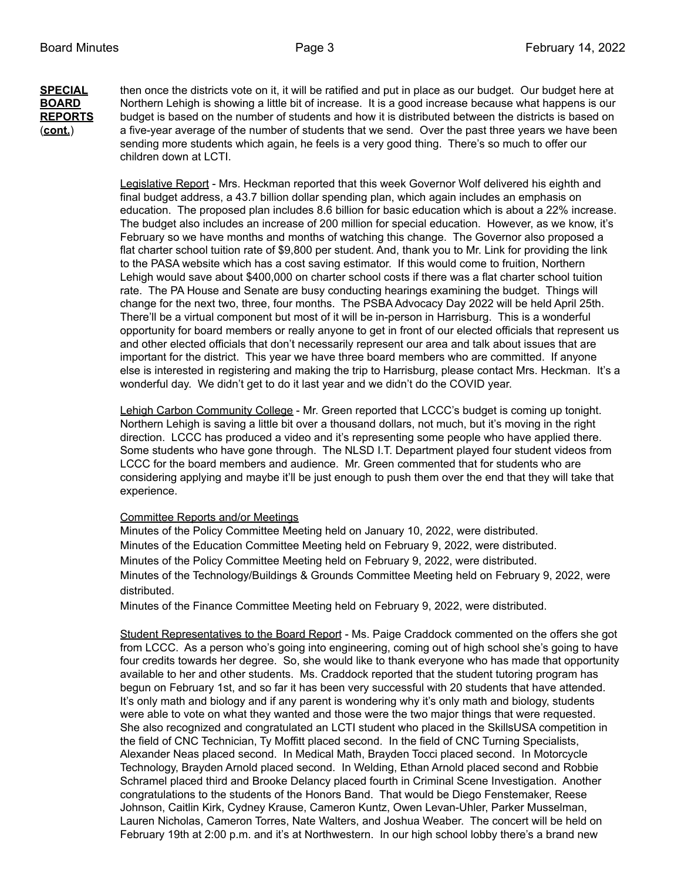**SPECIAL BOARD REPORTS (cont.)**

then once the districts vote on it, it will be ratified and put in place as our budget. Our budget here at Northern Lehigh is showing a little bit of increase. It is a good increase because what happens is our budget is based on the number of students and how it is distributed between the districts is based on a five-year average of the number of students that we send. Over the past three years we have been sending more students which again, he feels is a very good thing. There's so much to offer our children down at LCTI.

Legislative Report - Mrs. Heckman reported that this week Governor Wolf delivered his eighth and final budget address, a 43.7 billion dollar spending plan, which again includes an emphasis on education. The proposed plan includes 8.6 billion for basic education which is about a 22% increase. The budget also includes an increase of 200 million for special education. However, as we know, it's February so we have months and months of watching this change. The Governor also proposed a flat charter school tuition rate of $9,800 per student. And, thank you to Mr. Link for providing the link to the PASA website which has a cost saving estimator. If this would come to fruition, Northern Lehigh would save about $400,000 on charter school costs if there was a flat charter school tuition rate. The PA House and Senate are busy conducting hearings examining the budget. Things will change for the next two, three, four months. The PSBA Advocacy Day 2022 will be held April 25th. There'll be a virtual component but most of it will be in-person in Harrisburg. This is a wonderful opportunity for board members or really anyone to get in front of our elected officials that represent us and other elected officials that don't necessarily represent our area and talk about issues that are important for the district. This year we have three board members who are committed. If anyone else is interested in registering and making the trip to Harrisburg, please contact Mrs. Heckman. It's a wonderful day. We didn't get to do it last year and we didn't do the COVID year.

Lehigh Carbon Community College - Mr. Green reported that LCCC's budget is coming up tonight. Northern Lehigh is saving a little bit over a thousand dollars, not much, but it's moving in the right direction. LCCC has produced a video and it's representing some people who have applied there. Some students who have gone through. The NLSD I.T. Department played four student videos from LCCC for the board members and audience. Mr. Green commented that for students who are considering applying and maybe it'll be just enough to push them over the end that they will take that experience.

Committee Reports and/or Meetings

Minutes of the Policy Committee Meeting held on January 10, 2022, were distributed.
Minutes of the Education Committee Meeting held on February 9, 2022, were distributed.
Minutes of the Policy Committee Meeting held on February 9, 2022, were distributed.
Minutes of the Technology/Buildings & Grounds Committee Meeting held on February 9, 2022, were distributed.
Minutes of the Finance Committee Meeting held on February 9, 2022, were distributed.

Student Representatives to the Board Report - Ms. Paige Craddock commented on the offers she got from LCCC. As a person who's going into engineering, coming out of high school she's going to have four credits towards her degree. So, she would like to thank everyone who has made that opportunity available to her and other students. Ms. Craddock reported that the student tutoring program has begun on February 1st, and so far it has been very successful with 20 students that have attended. It's only math and biology and if any parent is wondering why it's only math and biology, students were able to vote on what they wanted and those were the two major things that were requested. She also recognized and congratulated an LCTI student who placed in the SkillsUSA competition in the field of CNC Technician, Ty Moffitt placed second. In the field of CNC Turning Specialists, Alexander Neas placed second. In Medical Math, Brayden Tocci placed second. In Motorcycle Technology, Brayden Arnold placed second. In Welding, Ethan Arnold placed second and Robbie Schramel placed third and Brooke Delancy placed fourth in Criminal Scene Investigation. Another congratulations to the students of the Honors Band. That would be Diego Fenstemaker, Reese Johnson, Caitlin Kirk, Cydney Krause, Cameron Kuntz, Owen Levan-Uhler, Parker Musselman, Lauren Nicholas, Cameron Torres, Nate Walters, and Joshua Weaber. The concert will be held on February 19th at 2:00 p.m. and it's at Northwestern. In our high school lobby there's a brand new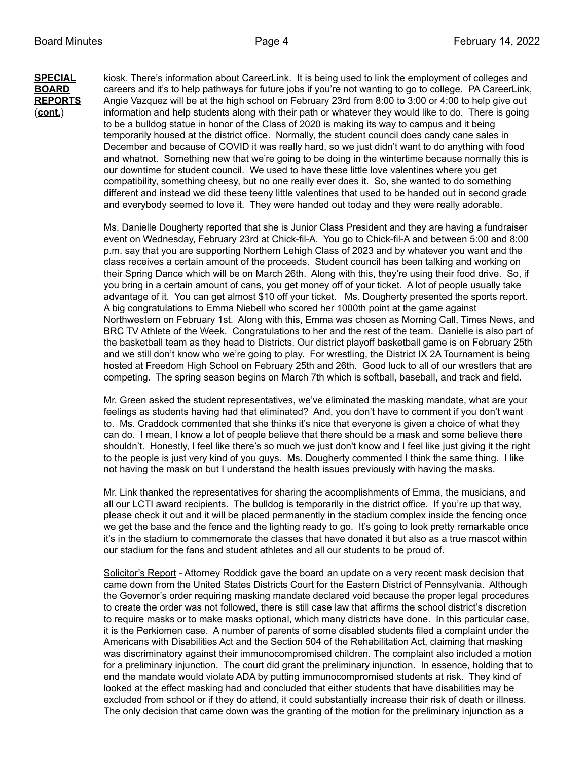**SPECIAL BOARD REPORTS (cont.)**

kiosk. There's information about CareerLink. It is being used to link the employment of colleges and careers and it's to help pathways for future jobs if you're not wanting to go to college. PA CareerLink, Angie Vazquez will be at the high school on February 23rd from 8:00 to 3:00 or 4:00 to help give out information and help students along with their path or whatever they would like to do. There is going to be a bulldog statue in honor of the Class of 2020 is making its way to campus and it being temporarily housed at the district office. Normally, the student council does candy cane sales in December and because of COVID it was really hard, so we just didn't want to do anything with food and whatnot. Something new that we're going to be doing in the wintertime because normally this is our downtime for student council. We used to have these little love valentines where you get compatibility, something cheesy, but no one really ever does it. So, she wanted to do something different and instead we did these teeny little valentines that used to be handed out in second grade and everybody seemed to love it. They were handed out today and they were really adorable.

Ms. Danielle Dougherty reported that she is Junior Class President and they are having a fundraiser event on Wednesday, February 23rd at Chick-fil-A. You go to Chick-fil-A and between 5:00 and 8:00 p.m. say that you are supporting Northern Lehigh Class of 2023 and by whatever you want and the class receives a certain amount of the proceeds. Student council has been talking and working on their Spring Dance which will be on March 26th. Along with this, they're using their food drive. So, if you bring in a certain amount of cans, you get money off of your ticket. A lot of people usually take advantage of it. You can get almost $10 off your ticket. Ms. Dougherty presented the sports report. A big congratulations to Emma Niebell who scored her 1000th point at the game against Northwestern on February 1st. Along with this, Emma was chosen as Morning Call, Times News, and BRC TV Athlete of the Week. Congratulations to her and the rest of the team. Danielle is also part of the basketball team as they head to Districts. Our district playoff basketball game is on February 25th and we still don't know who we're going to play. For wrestling, the District IX 2A Tournament is being hosted at Freedom High School on February 25th and 26th. Good luck to all of our wrestlers that are competing. The spring season begins on March 7th which is softball, baseball, and track and field.

Mr. Green asked the student representatives, we've eliminated the masking mandate, what are your feelings as students having had that eliminated? And, you don't have to comment if you don't want to. Ms. Craddock commented that she thinks it's nice that everyone is given a choice of what they can do. I mean, I know a lot of people believe that there should be a mask and some believe there shouldn't. Honestly, I feel like there's so much we just don't know and I feel like just giving it the right to the people is just very kind of you guys. Ms. Dougherty commented I think the same thing. I like not having the mask on but I understand the health issues previously with having the masks.

Mr. Link thanked the representatives for sharing the accomplishments of Emma, the musicians, and all our LCTI award recipients. The bulldog is temporarily in the district office. If you're up that way, please check it out and it will be placed permanently in the stadium complex inside the fencing once we get the base and the fence and the lighting ready to go. It's going to look pretty remarkable once it's in the stadium to commemorate the classes that have donated it but also as a true mascot within our stadium for the fans and student athletes and all our students to be proud of.

<u>Solicitor's Report</u> - Attorney Roddick gave the board an update on a very recent mask decision that came down from the United States Districts Court for the Eastern District of Pennsylvania. Although the Governor's order requiring masking mandate declared void because the proper legal procedures to create the order was not followed, there is still case law that affirms the school district's discretion to require masks or to make masks optional, which many districts have done. In this particular case, it is the Perkiomen case. A number of parents of some disabled students filed a complaint under the Americans with Disabilities Act and the Section 504 of the Rehabilitation Act, claiming that masking was discriminatory against their immunocompromised children. The complaint also included a motion for a preliminary injunction. The court did grant the preliminary injunction. In essence, holding that to end the mandate would violate ADA by putting immunocompromised students at risk. They kind of looked at the effect masking had and concluded that either students that have disabilities may be excluded from school or if they do attend, it could substantially increase their risk of death or illness. The only decision that came down was the granting of the motion for the preliminary injunction as a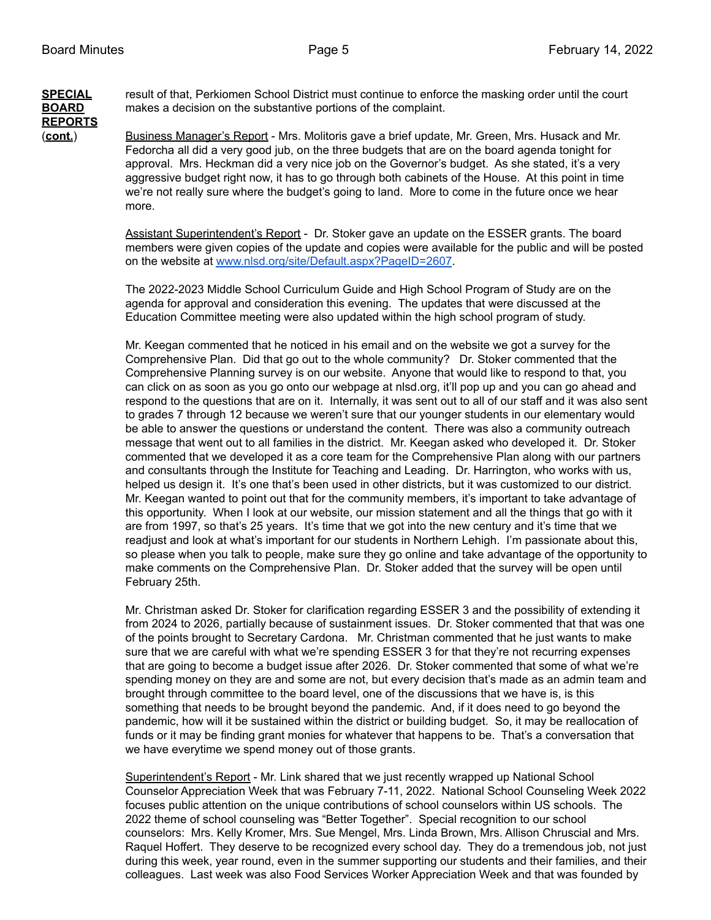**SPECIAL BOARD REPORTS (cont.)**

result of that, Perkiomen School District must continue to enforce the masking order until the court makes a decision on the substantive portions of the complaint.

Business Manager's Report - Mrs. Molitoris gave a brief update, Mr. Green, Mrs. Husack and Mr. Fedorcha all did a very good jub, on the three budgets that are on the board agenda tonight for approval. Mrs. Heckman did a very nice job on the Governor's budget. As she stated, it's a very aggressive budget right now, it has to go through both cabinets of the House. At this point in time we're not really sure where the budget's going to land. More to come in the future once we hear more.

Assistant Superintendent's Report - Dr. Stoker gave an update on the ESSER grants. The board members were given copies of the update and copies were available for the public and will be posted on the website at [www.nlsd.org/site/Default.aspx?PageID=2607](www.nlsd.org/site/Default.aspx?PageID=2607).

The 2022-2023 Middle School Curriculum Guide and High School Program of Study are on the agenda for approval and consideration this evening. The updates that were discussed at the Education Committee meeting were also updated within the high school program of study.

Mr. Keegan commented that he noticed in his email and on the website we got a survey for the Comprehensive Plan. Did that go out to the whole community? Dr. Stoker commented that the Comprehensive Planning survey is on our website. Anyone that would like to respond to that, you can click on as soon as you go onto our webpage at nlsd.org, it'll pop up and you can go ahead and respond to the questions that are on it. Internally, it was sent out to all of our staff and it was also sent to grades 7 through 12 because we weren't sure that our younger students in our elementary would be able to answer the questions or understand the content. There was also a community outreach message that went out to all families in the district. Mr. Keegan asked who developed it. Dr. Stoker commented that we developed it as a core team for the Comprehensive Plan along with our partners and consultants through the Institute for Teaching and Leading. Dr. Harrington, who works with us, helped us design it. It's one that's been used in other districts, but it was customized to our district. Mr. Keegan wanted to point out that for the community members, it's important to take advantage of this opportunity. When I look at our website, our mission statement and all the things that go with it are from 1997, so that's 25 years. It's time that we got into the new century and it's time that we readjust and look at what's important for our students in Northern Lehigh. I'm passionate about this, so please when you talk to people, make sure they go online and take advantage of the opportunity to make comments on the Comprehensive Plan. Dr. Stoker added that the survey will be open until February 25th.

Mr. Christman asked Dr. Stoker for clarification regarding ESSER 3 and the possibility of extending it from 2024 to 2026, partially because of sustainment issues. Dr. Stoker commented that that was one of the points brought to Secretary Cardona. Mr. Christman commented that he just wants to make sure that we are careful with what we're spending ESSER 3 for that they're not recurring expenses that are going to become a budget issue after 2026. Dr. Stoker commented that some of what we're spending money on they are and some are not, but every decision that's made as an admin team and brought through committee to the board level, one of the discussions that we have is, is this something that needs to be brought beyond the pandemic. And, if it does need to go beyond the pandemic, how will it be sustained within the district or building budget. So, it may be reallocation of funds or it may be finding grant monies for whatever that happens to be. That's a conversation that we have everytime we spend money out of those grants.

Superintendent's Report - Mr. Link shared that we just recently wrapped up National School Counselor Appreciation Week that was February 7-11, 2022. National School Counseling Week 2022 focuses public attention on the unique contributions of school counselors within US schools. The 2022 theme of school counseling was "Better Together". Special recognition to our school counselors: Mrs. Kelly Kromer, Mrs. Sue Mengel, Mrs. Linda Brown, Mrs. Allison Chruscial and Mrs. Raquel Hoffert. They deserve to be recognized every school day. They do a tremendous job, not just during this week, year round, even in the summer supporting our students and their families, and their colleagues. Last week was also Food Services Worker Appreciation Week and that was founded by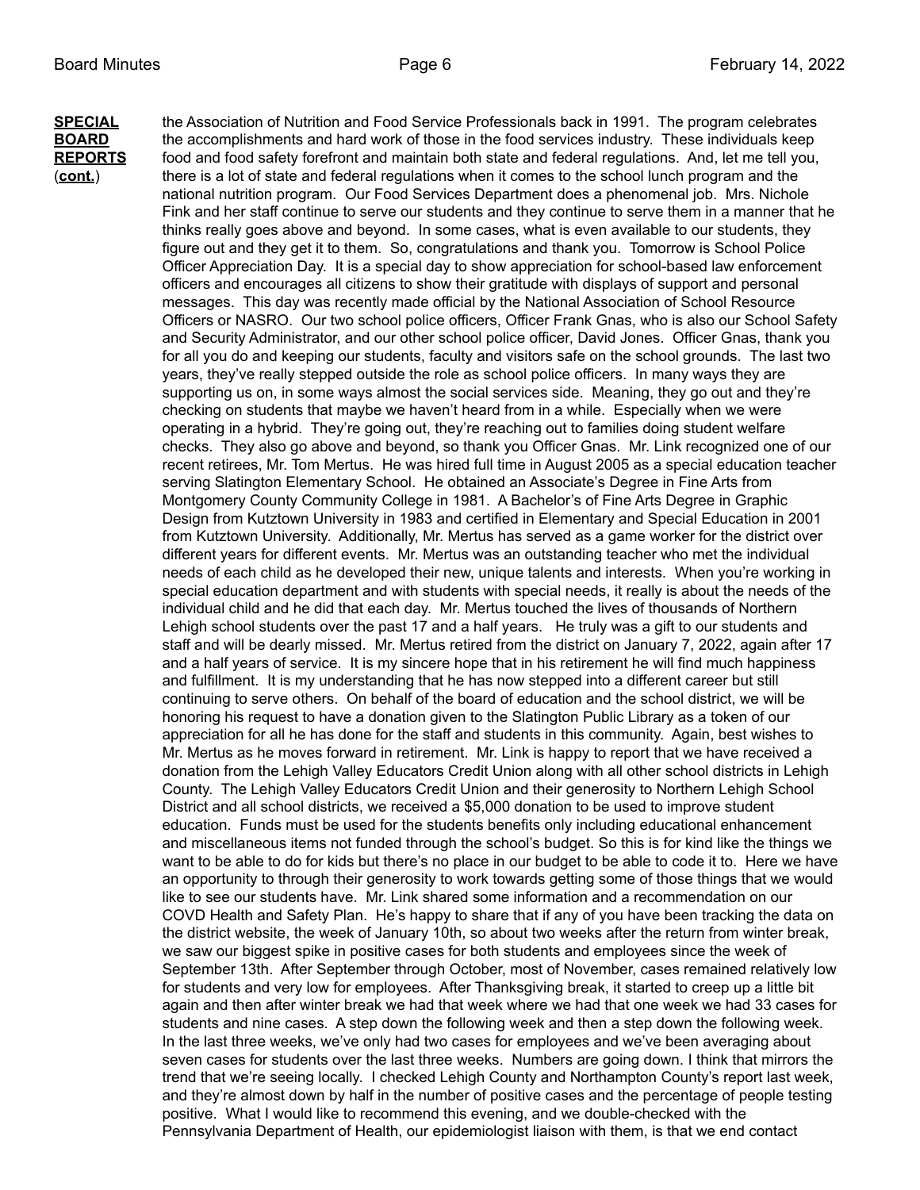**SPECIAL BOARD REPORTS (cont.)**

the Association of Nutrition and Food Service Professionals back in 1991. The program celebrates the accomplishments and hard work of those in the food services industry. These individuals keep food and food safety forefront and maintain both state and federal regulations. And, let me tell you, there is a lot of state and federal regulations when it comes to the school lunch program and the national nutrition program. Our Food Services Department does a phenomenal job. Mrs. Nichole Fink and her staff continue to serve our students and they continue to serve them in a manner that he thinks really goes above and beyond. In some cases, what is even available to our students, they figure out and they get it to them. So, congratulations and thank you. Tomorrow is School Police Officer Appreciation Day. It is a special day to show appreciation for school-based law enforcement officers and encourages all citizens to show their gratitude with displays of support and personal messages. This day was recently made official by the National Association of School Resource Officers or NASRO. Our two school police officers, Officer Frank Gnas, who is also our School Safety and Security Administrator, and our other school police officer, David Jones. Officer Gnas, thank you for all you do and keeping our students, faculty and visitors safe on the school grounds. The last two years, they've really stepped outside the role as school police officers. In many ways they are supporting us on, in some ways almost the social services side. Meaning, they go out and they're checking on students that maybe we haven't heard from in a while. Especially when we were operating in a hybrid. They're going out, they're reaching out to families doing student welfare checks. They also go above and beyond, so thank you Officer Gnas. Mr. Link recognized one of our recent retirees, Mr. Tom Mertus. He was hired full time in August 2005 as a special education teacher serving Slatington Elementary School. He obtained an Associate's Degree in Fine Arts from Montgomery County Community College in 1981. A Bachelor's of Fine Arts Degree in Graphic Design from Kutztown University in 1983 and certified in Elementary and Special Education in 2001 from Kutztown University. Additionally, Mr. Mertus has served as a game worker for the district over different years for different events. Mr. Mertus was an outstanding teacher who met the individual needs of each child as he developed their new, unique talents and interests. When you're working in special education department and with students with special needs, it really is about the needs of the individual child and he did that each day. Mr. Mertus touched the lives of thousands of Northern Lehigh school students over the past 17 and a half years. He truly was a gift to our students and staff and will be dearly missed. Mr. Mertus retired from the district on January 7, 2022, again after 17 and a half years of service. It is my sincere hope that in his retirement he will find much happiness and fulfillment. It is my understanding that he has now stepped into a different career but still continuing to serve others. On behalf of the board of education and the school district, we will be honoring his request to have a donation given to the Slatington Public Library as a token of our appreciation for all he has done for the staff and students in this community. Again, best wishes to Mr. Mertus as he moves forward in retirement. Mr. Link is happy to report that we have received a donation from the Lehigh Valley Educators Credit Union along with all other school districts in Lehigh County. The Lehigh Valley Educators Credit Union and their generosity to Northern Lehigh School District and all school districts, we received a $5,000 donation to be used to improve student education. Funds must be used for the students benefits only including educational enhancement and miscellaneous items not funded through the school's budget. So this is for kind like the things we want to be able to do for kids but there's no place in our budget to be able to code it to. Here we have an opportunity to through their generosity to work towards getting some of those things that we would like to see our students have. Mr. Link shared some information and a recommendation on our COVD Health and Safety Plan. He's happy to share that if any of you have been tracking the data on the district website, the week of January 10th, so about two weeks after the return from winter break, we saw our biggest spike in positive cases for both students and employees since the week of September 13th. After September through October, most of November, cases remained relatively low for students and very low for employees. After Thanksgiving break, it started to creep up a little bit again and then after winter break we had that week where we had that one week we had 33 cases for students and nine cases. A step down the following week and then a step down the following week. In the last three weeks, we've only had two cases for employees and we've been averaging about seven cases for students over the last three weeks. Numbers are going down. I think that mirrors the trend that we're seeing locally. I checked Lehigh County and Northampton County's report last week, and they're almost down by half in the number of positive cases and the percentage of people testing positive. What I would like to recommend this evening, and we double-checked with the Pennsylvania Department of Health, our epidemiologist liaison with them, is that we end contact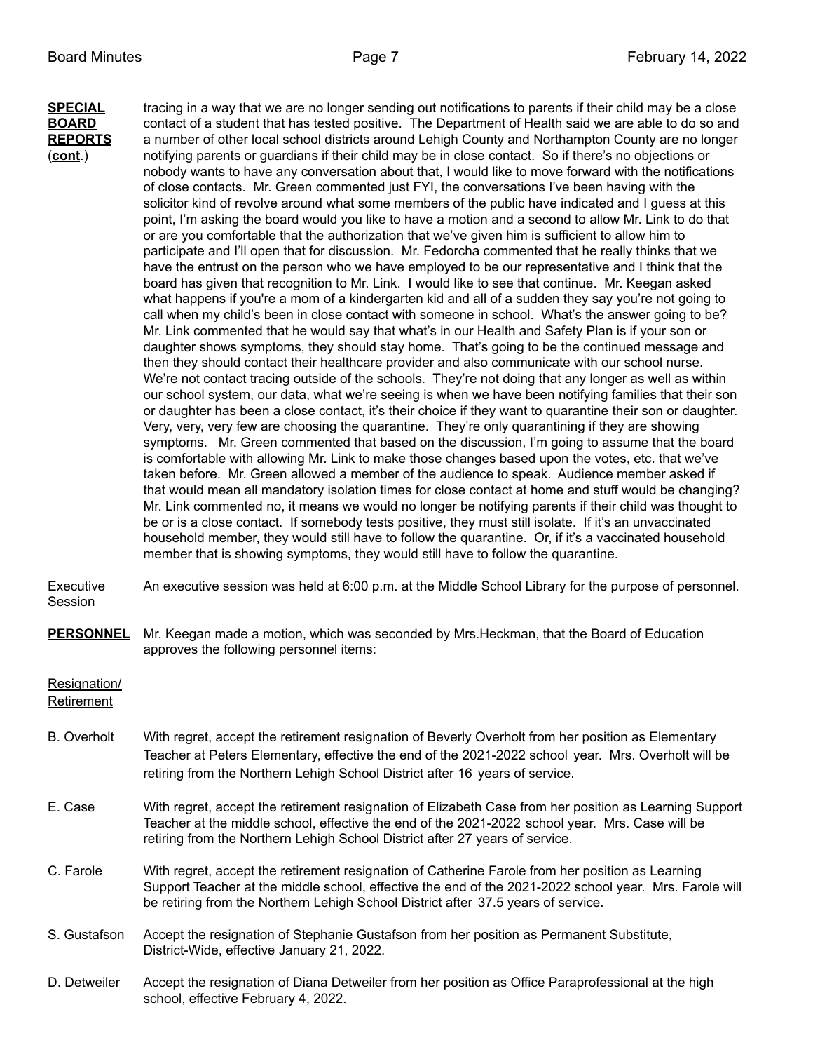**SPECIAL BOARD REPORTS (cont.)**

tracing in a way that we are no longer sending out notifications to parents if their child may be a close contact of a student that has tested positive. The Department of Health said we are able to do so and a number of other local school districts around Lehigh County and Northampton County are no longer notifying parents or guardians if their child may be in close contact. So if there's no objections or nobody wants to have any conversation about that, I would like to move forward with the notifications of close contacts. Mr. Green commented just FYI, the conversations I've been having with the solicitor kind of revolve around what some members of the public have indicated and I guess at this point, I'm asking the board would you like to have a motion and a second to allow Mr. Link to do that or are you comfortable that the authorization that we've given him is sufficient to allow him to participate and I'll open that for discussion. Mr. Fedorcha commented that he really thinks that we have the entrust on the person who we have employed to be our representative and I think that the board has given that recognition to Mr. Link. I would like to see that continue. Mr. Keegan asked what happens if you're a mom of a kindergarten kid and all of a sudden they say you're not going to call when my child's been in close contact with someone in school. What's the answer going to be? Mr. Link commented that he would say that what's in our Health and Safety Plan is if your son or daughter shows symptoms, they should stay home. That's going to be the continued message and then they should contact their healthcare provider and also communicate with our school nurse. We're not contact tracing outside of the schools. They're not doing that any longer as well as within our school system, our data, what we're seeing is when we have been notifying families that their son or daughter has been a close contact, it's their choice if they want to quarantine their son or daughter. Very, very, very few are choosing the quarantine. They're only quarantining if they are showing symptoms. Mr. Green commented that based on the discussion, I'm going to assume that the board is comfortable with allowing Mr. Link to make those changes based upon the votes, etc. that we've taken before. Mr. Green allowed a member of the audience to speak. Audience member asked if that would mean all mandatory isolation times for close contact at home and stuff would be changing? Mr. Link commented no, it means we would no longer be notifying parents if their child was thought to be or is a close contact. If somebody tests positive, they must still isolate. If it's an unvaccinated household member, they would still have to follow the quarantine. Or, if it's a vaccinated household member that is showing symptoms, they would still have to follow the quarantine.

Executive Session

An executive session was held at 6:00 p.m. at the Middle School Library for the purpose of personnel.

**PERSONNEL**

Mr. Keegan made a motion, which was seconded by Mrs.Heckman, that the Board of Education approves the following personnel items:

Resignation/ Retirement

B. Overholt — With regret, accept the retirement resignation of Beverly Overholt from her position as Elementary Teacher at Peters Elementary, effective the end of the 2021-2022 school year. Mrs. Overholt will be retiring from the Northern Lehigh School District after 16 years of service.

E. Case — With regret, accept the retirement resignation of Elizabeth Case from her position as Learning Support Teacher at the middle school, effective the end of the 2021-2022 school year. Mrs. Case will be retiring from the Northern Lehigh School District after 27 years of service.

C. Farole — With regret, accept the retirement resignation of Catherine Farole from her position as Learning Support Teacher at the middle school, effective the end of the 2021-2022 school year. Mrs. Farole will be retiring from the Northern Lehigh School District after 37.5 years of service.

S. Gustafson — Accept the resignation of Stephanie Gustafson from her position as Permanent Substitute, District-Wide, effective January 21, 2022.

D. Detweiler — Accept the resignation of Diana Detweiler from her position as Office Paraprofessional at the high school, effective February 4, 2022.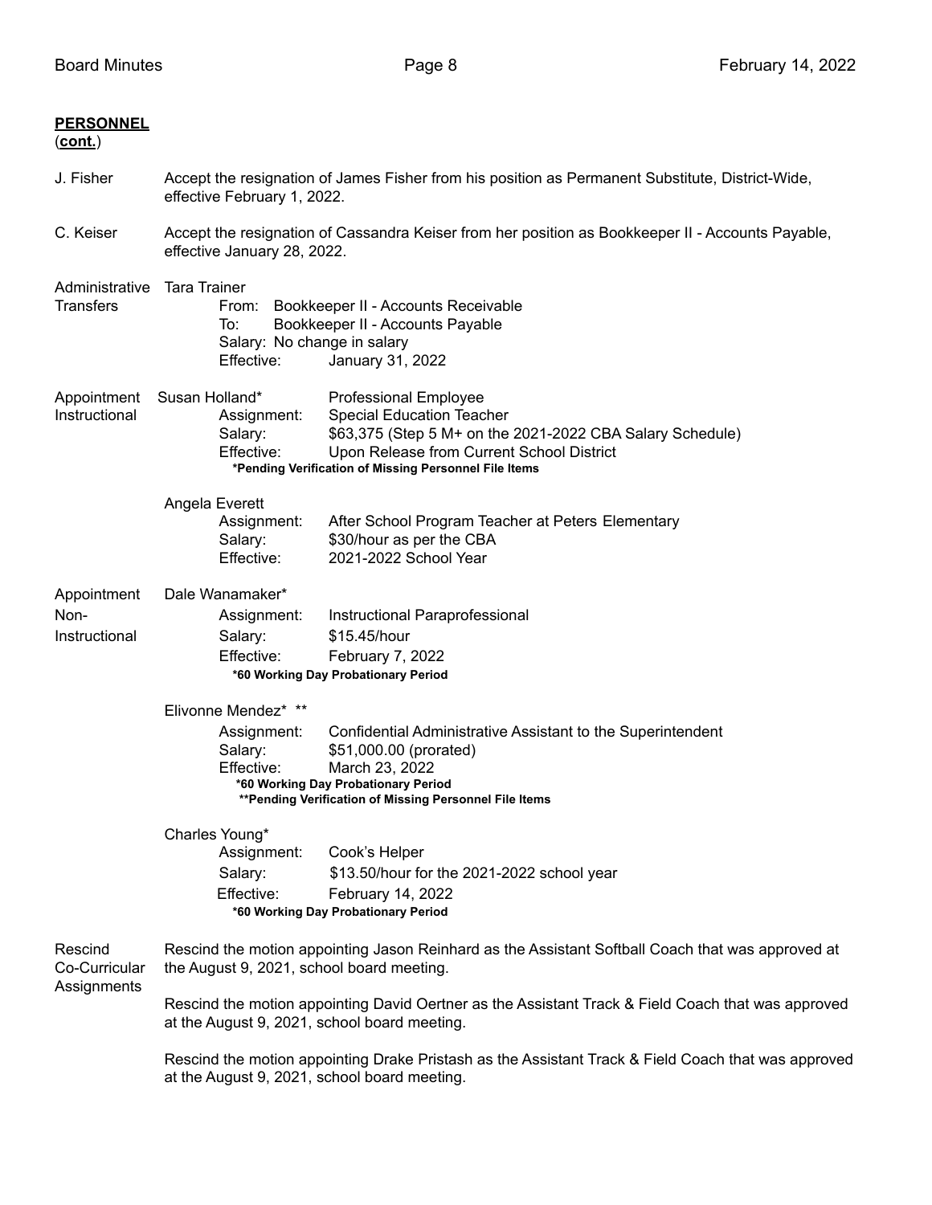**PERSONNEL**
(**cont.**)

**J. Fisher**
Accept the resignation of James Fisher from his position as Permanent Substitute, District-Wide, effective February 1, 2022.

**C. Keiser**
Accept the resignation of Cassandra Keiser from her position as Bookkeeper II - Accounts Payable, effective January 28, 2022.

**Administrative Transfers**
Tara Trainer
- From: Bookkeeper II - Accounts Receivable
- To: Bookkeeper II - Accounts Payable
- Salary: No change in salary
- Effective: January 31, 2022

**Appointment Instructional**
Susan Holland* — Professional Employee
- Assignment: Special Education Teacher
- Salary: $63,375 (Step 5 M+ on the 2021-2022 CBA Salary Schedule)
- Effective: Upon Release from Current School District

**\*Pending Verification of Missing Personnel File Items**

Angela Everett
- Assignment: After School Program Teacher at Peters Elementary
- Salary: $30/hour as per the CBA
- Effective: 2021-2022 School Year

**Appointment Non-Instructional**
Dale Wanamaker*
- Assignment: Instructional Paraprofessional
- Salary: $15.45/hour
- Effective: February 7, 2022

**\*60 Working Day Probationary Period**

Elivonne Mendez* **
- Assignment: Confidential Administrative Assistant to the Superintendent
- Salary: $51,000.00 (prorated)
- Effective: March 23, 2022

**\*60 Working Day Probationary Period**
**\*\*Pending Verification of Missing Personnel File Items**

Charles Young*
- Assignment: Cook's Helper
- Salary: $13.50/hour for the 2021-2022 school year
- Effective: February 14, 2022

**\*60 Working Day Probationary Period**

**Rescind Co-Curricular Assignments**
Rescind the motion appointing Jason Reinhard as the Assistant Softball Coach that was approved at the August 9, 2021, school board meeting.

Rescind the motion appointing David Oertner as the Assistant Track & Field Coach that was approved at the August 9, 2021, school board meeting.

Rescind the motion appointing Drake Pristash as the Assistant Track & Field Coach that was approved at the August 9, 2021, school board meeting.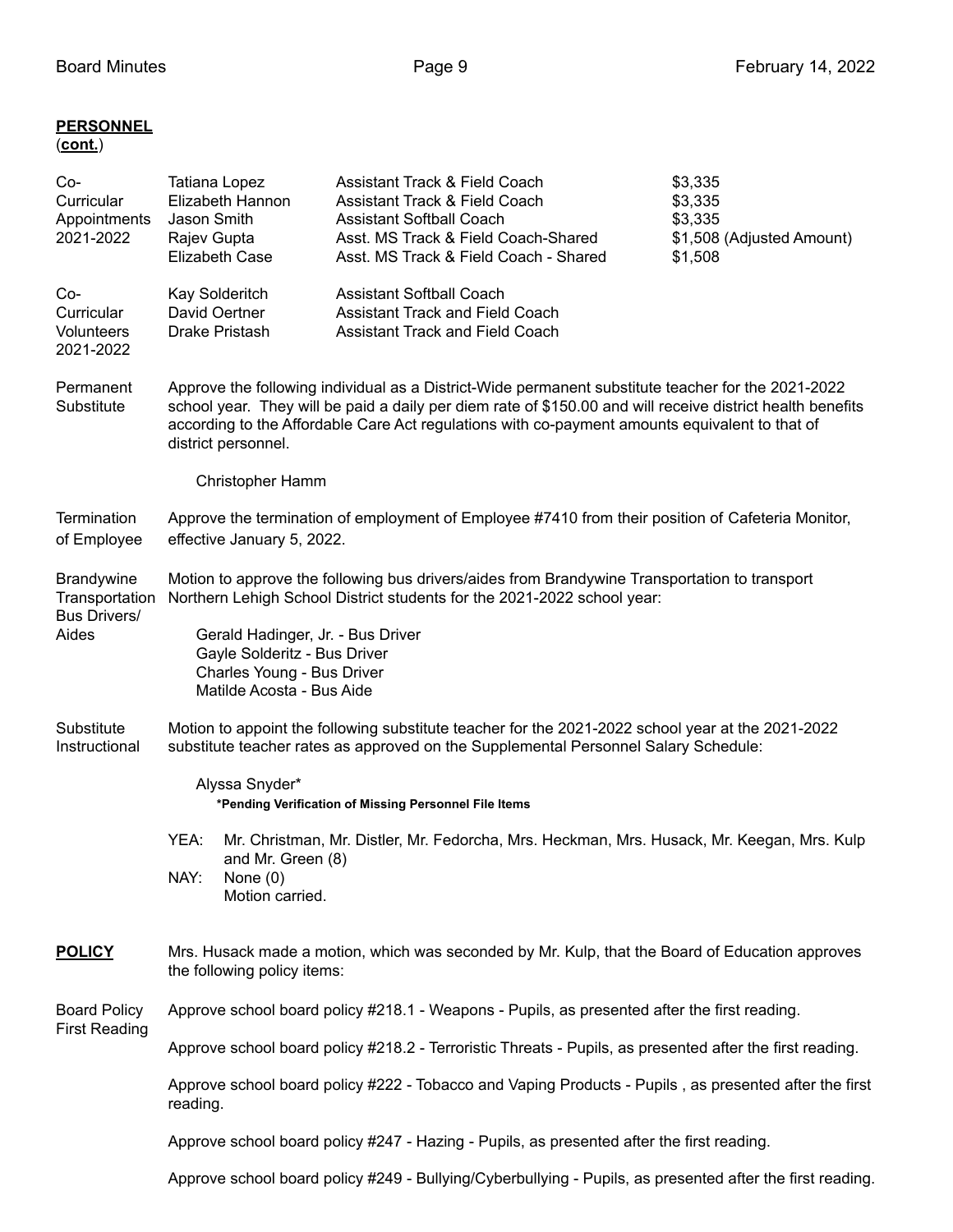**PERSONNEL**
(**cont.**)

| | | | |
|---|---|---|---|
| Co-Curricular Appointments 2021-2022 | Tatiana Lopez | Assistant Track & Field Coach | $3,335 |
| | Elizabeth Hannon | Assistant Track & Field Coach | $3,335 |
| | Jason Smith | Assistant Softball Coach | $3,335 |
| | Rajev Gupta | Asst. MS Track & Field Coach-Shared | $1,508 (Adjusted Amount) |
| | Elizabeth Case | Asst. MS Track & Field Coach - Shared | $1,508 |

| | | |
|---|---|---|
| Co-Curricular Volunteers 2021-2022 | Kay Solderitch | Assistant Softball Coach |
| | David Oertner | Assistant Track and Field Coach |
| | Drake Pristash | Assistant Track and Field Coach |

Permanent Substitute

Approve the following individual as a District-Wide permanent substitute teacher for the 2021-2022 school year. They will be paid a daily per diem rate of $150.00 and will receive district health benefits according to the Affordable Care Act regulations with co-payment amounts equivalent to that of district personnel.

Christopher Hamm

Termination of Employee

Approve the termination of employment of Employee #7410 from their position of Cafeteria Monitor, effective January 5, 2022.

Brandywine Transportation Bus Drivers/ Aides

Motion to approve the following bus drivers/aides from Brandywine Transportation to transport Northern Lehigh School District students for the 2021-2022 school year:

Gerald Hadinger, Jr. - Bus Driver
Gayle Solderitz - Bus Driver
Charles Young - Bus Driver
Matilde Acosta - Bus Aide

Substitute Instructional

Motion to appoint the following substitute teacher for the 2021-2022 school year at the 2021-2022 substitute teacher rates as approved on the Supplemental Personnel Salary Schedule:

Alyssa Snyder*
**\*Pending Verification of Missing Personnel File Items**

YEA: Mr. Christman, Mr. Distler, Mr. Fedorcha, Mrs. Heckman, Mrs. Husack, Mr. Keegan, Mrs. Kulp and Mr. Green (8)
NAY: None (0)
Motion carried.

**POLICY**

Mrs. Husack made a motion, which was seconded by Mr. Kulp, that the Board of Education approves the following policy items:

Board Policy First Reading

Approve school board policy #218.1 - Weapons - Pupils, as presented after the first reading.

Approve school board policy #218.2 - Terroristic Threats - Pupils, as presented after the first reading.

Approve school board policy #222 - Tobacco and Vaping Products - Pupils , as presented after the first reading.

Approve school board policy #247 - Hazing - Pupils, as presented after the first reading.

Approve school board policy #249 - Bullying/Cyberbullying - Pupils, as presented after the first reading.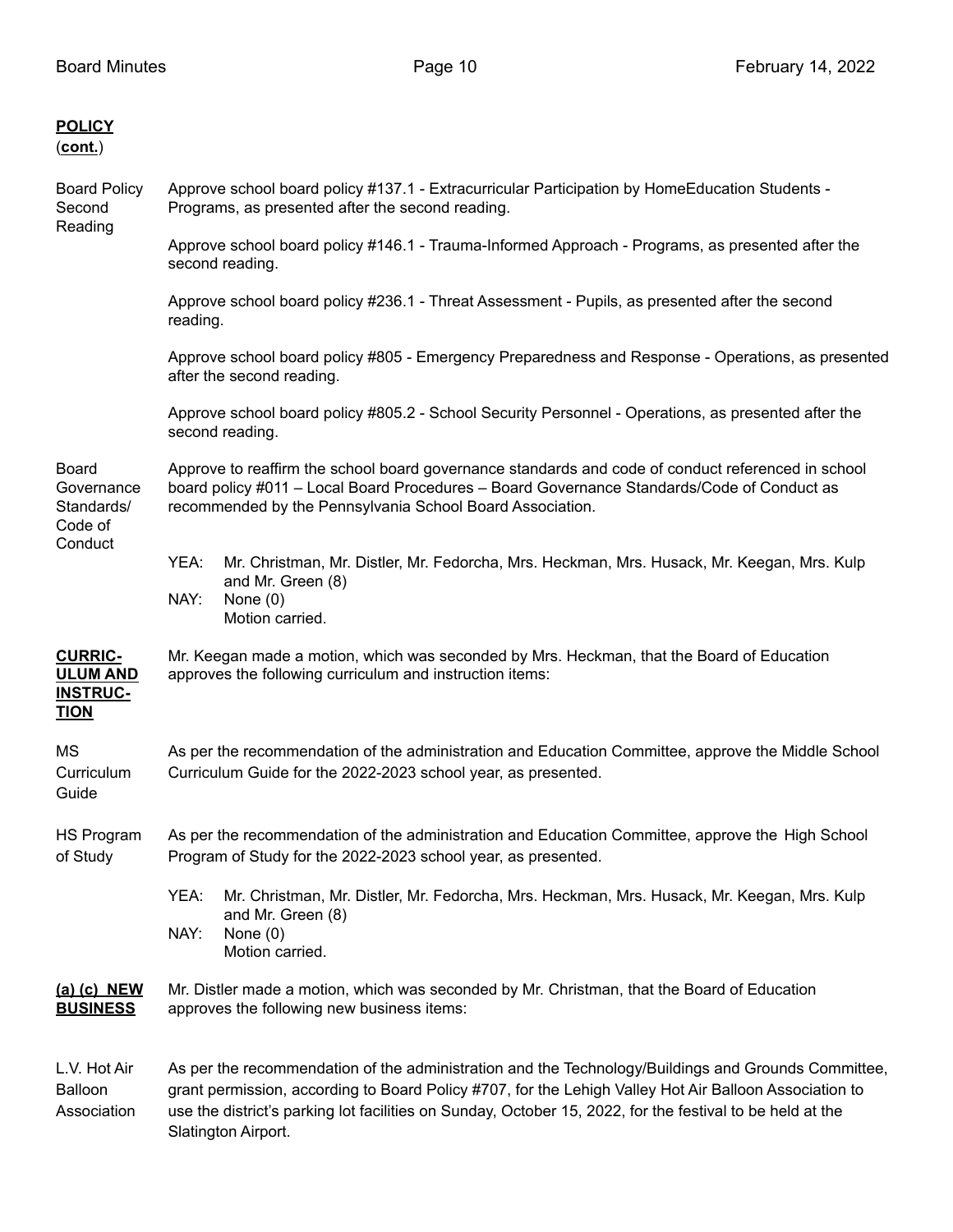**POLICY**
(**cont.**)

Board Policy Second Reading

Approve school board policy #137.1 - Extracurricular Participation by HomeEducation Students - Programs, as presented after the second reading.

Approve school board policy #146.1 - Trauma-Informed Approach - Programs, as presented after the second reading.

Approve school board policy #236.1 - Threat Assessment - Pupils, as presented after the second reading.

Approve school board policy #805 - Emergency Preparedness and Response - Operations, as presented after the second reading.

Approve school board policy #805.2 - School Security Personnel - Operations, as presented after the second reading.

Board Governance Standards/ Code of Conduct

Approve to reaffirm the school board governance standards and code of conduct referenced in school board policy #011 – Local Board Procedures – Board Governance Standards/Code of Conduct as recommended by the Pennsylvania School Board Association.

YEA: Mr. Christman, Mr. Distler, Mr. Fedorcha, Mrs. Heckman, Mrs. Husack, Mr. Keegan, Mrs. Kulp and Mr. Green (8)
NAY: None (0)
Motion carried.

**CURRICULUM AND INSTRUCTION**

Mr. Keegan made a motion, which was seconded by Mrs. Heckman, that the Board of Education approves the following curriculum and instruction items:

MS Curriculum Guide

As per the recommendation of the administration and Education Committee, approve the Middle School Curriculum Guide for the 2022-2023 school year, as presented.

HS Program of Study

As per the recommendation of the administration and Education Committee, approve the High School Program of Study for the 2022-2023 school year, as presented.

YEA: Mr. Christman, Mr. Distler, Mr. Fedorcha, Mrs. Heckman, Mrs. Husack, Mr. Keegan, Mrs. Kulp and Mr. Green (8)
NAY: None (0)
Motion carried.

**(a) (c) NEW BUSINESS**

Mr. Distler made a motion, which was seconded by Mr. Christman, that the Board of Education approves the following new business items:

L.V. Hot Air Balloon Association

As per the recommendation of the administration and the Technology/Buildings and Grounds Committee, grant permission, according to Board Policy #707, for the Lehigh Valley Hot Air Balloon Association to use the district's parking lot facilities on Sunday, October 15, 2022, for the festival to be held at the Slatington Airport.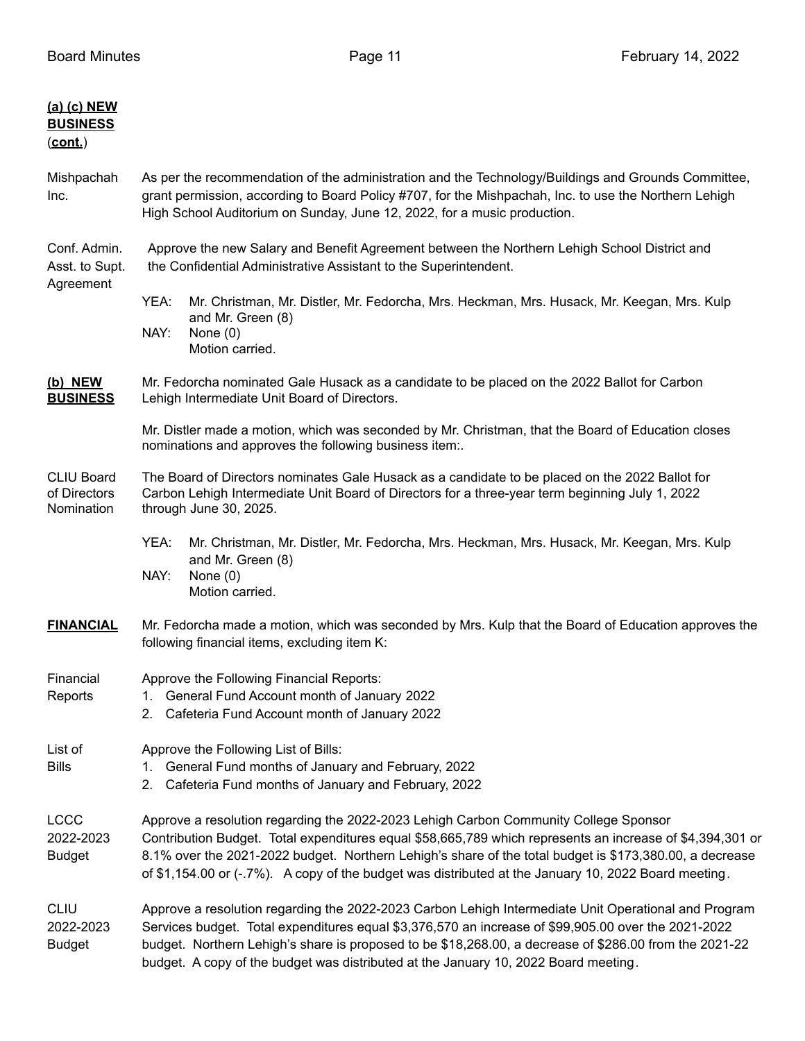**(a) (c) NEW BUSINESS (cont.)**

**Mishpachah Inc.**

As per the recommendation of the administration and the Technology/Buildings and Grounds Committee, grant permission, according to Board Policy #707, for the Mishpachah, Inc. to use the Northern Lehigh High School Auditorium on Sunday, June 12, 2022, for a music production.

**Conf. Admin. Asst. to Supt. Agreement**

Approve the new Salary and Benefit Agreement between the Northern Lehigh School District and the Confidential Administrative Assistant to the Superintendent.

YEA: Mr. Christman, Mr. Distler, Mr. Fedorcha, Mrs. Heckman, Mrs. Husack, Mr. Keegan, Mrs. Kulp and Mr. Green (8)
NAY: None (0)
Motion carried.

**(b) NEW BUSINESS**

Mr. Fedorcha nominated Gale Husack as a candidate to be placed on the 2022 Ballot for Carbon Lehigh Intermediate Unit Board of Directors.

Mr. Distler made a motion, which was seconded by Mr. Christman, that the Board of Education closes nominations and approves the following business item:.

**CLIU Board of Directors Nomination**

The Board of Directors nominates Gale Husack as a candidate to be placed on the 2022 Ballot for Carbon Lehigh Intermediate Unit Board of Directors for a three-year term beginning July 1, 2022 through June 30, 2025.

YEA: Mr. Christman, Mr. Distler, Mr. Fedorcha, Mrs. Heckman, Mrs. Husack, Mr. Keegan, Mrs. Kulp and Mr. Green (8)
NAY: None (0)
Motion carried.

**FINANCIAL**

Mr. Fedorcha made a motion, which was seconded by Mrs. Kulp that the Board of Education approves the following financial items, excluding item K:

**Financial Reports**

Approve the Following Financial Reports:
1. General Fund Account month of January 2022
2. Cafeteria Fund Account month of January 2022

**List of Bills**

Approve the Following List of Bills:
1. General Fund months of January and February, 2022
2. Cafeteria Fund months of January and February, 2022

**LCCC 2022-2023 Budget**

Approve a resolution regarding the 2022-2023 Lehigh Carbon Community College Sponsor Contribution Budget. Total expenditures equal $58,665,789 which represents an increase of $4,394,301 or 8.1% over the 2021-2022 budget. Northern Lehigh's share of the total budget is $173,380.00, a decrease of $1,154.00 or (-.7%). A copy of the budget was distributed at the January 10, 2022 Board meeting.

**CLIU 2022-2023 Budget**

Approve a resolution regarding the 2022-2023 Carbon Lehigh Intermediate Unit Operational and Program Services budget. Total expenditures equal $3,376,570 an increase of $99,905.00 over the 2021-2022 budget. Northern Lehigh's share is proposed to be $18,268.00, a decrease of $286.00 from the 2021-22 budget. A copy of the budget was distributed at the January 10, 2022 Board meeting.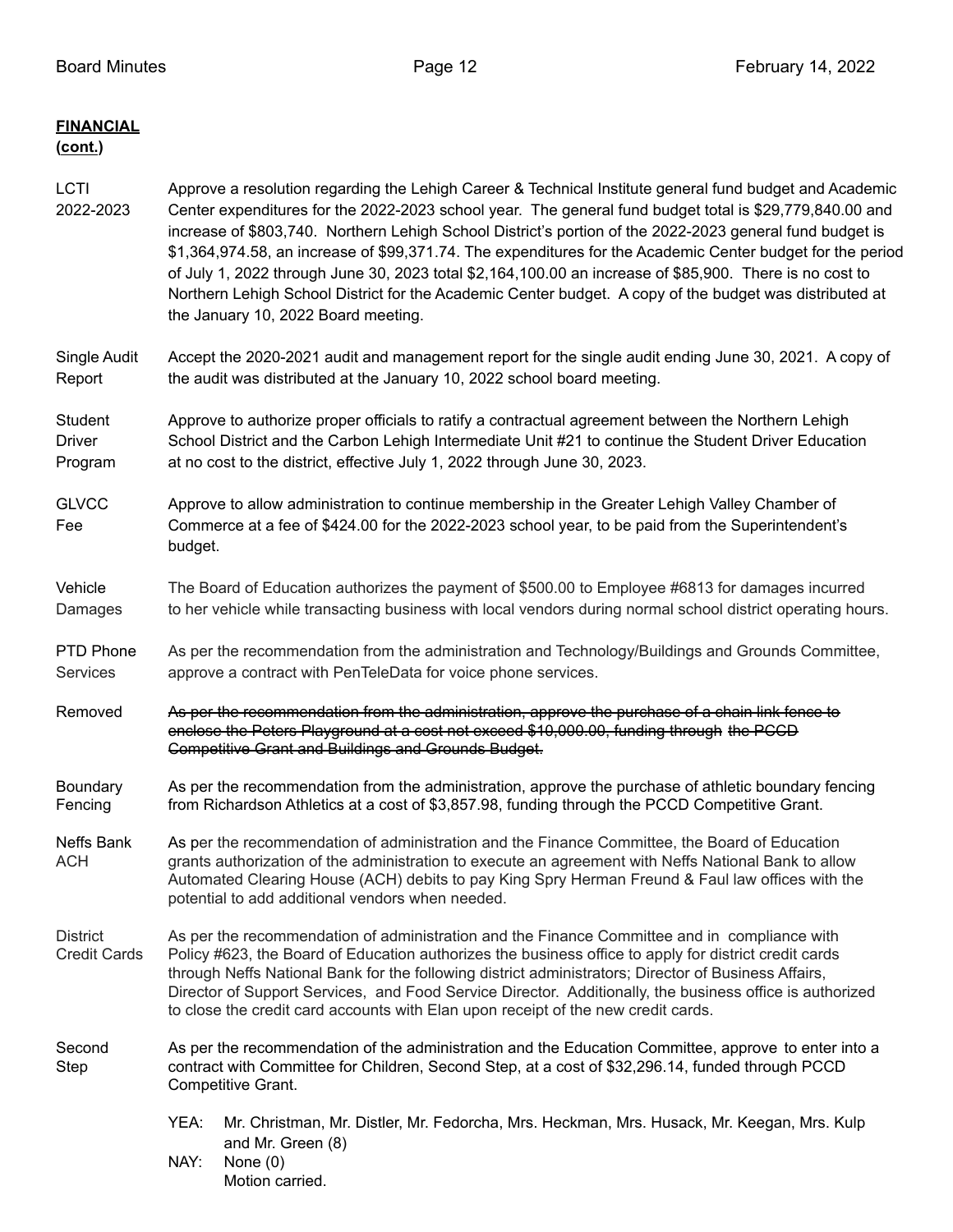**FINANCIAL**
**(cont.)**

LCTI 2022-2023 — Approve a resolution regarding the Lehigh Career & Technical Institute general fund budget and Academic Center expenditures for the 2022-2023 school year. The general fund budget total is $29,779,840.00 and increase of $803,740. Northern Lehigh School District's portion of the 2022-2023 general fund budget is $1,364,974.58, an increase of $99,371.74. The expenditures for the Academic Center budget for the period of July 1, 2022 through June 30, 2023 total $2,164,100.00 an increase of $85,900. There is no cost to Northern Lehigh School District for the Academic Center budget. A copy of the budget was distributed at the January 10, 2022 Board meeting.

Single Audit Report — Accept the 2020-2021 audit and management report for the single audit ending June 30, 2021. A copy of the audit was distributed at the January 10, 2022 school board meeting.

Student Driver Program — Approve to authorize proper officials to ratify a contractual agreement between the Northern Lehigh School District and the Carbon Lehigh Intermediate Unit #21 to continue the Student Driver Education at no cost to the district, effective July 1, 2022 through June 30, 2023.

GLVCC Fee — Approve to allow administration to continue membership in the Greater Lehigh Valley Chamber of Commerce at a fee of $424.00 for the 2022-2023 school year, to be paid from the Superintendent's budget.

Vehicle Damages — The Board of Education authorizes the payment of $500.00 to Employee #6813 for damages incurred to her vehicle while transacting business with local vendors during normal school district operating hours.

PTD Phone Services — As per the recommendation from the administration and Technology/Buildings and Grounds Committee, approve a contract with PenTeleData for voice phone services.

Removed — ~~As per the recommendation from the administration, approve the purchase of a chain link fence to enclose the Peters Playground at a cost not exceed $10,000.00, funding through the PCCD Competitive Grant and Buildings and Grounds Budget.~~

Boundary Fencing — As per the recommendation from the administration, approve the purchase of athletic boundary fencing from Richardson Athletics at a cost of $3,857.98, funding through the PCCD Competitive Grant.

Neffs Bank ACH — As per the recommendation of administration and the Finance Committee, the Board of Education grants authorization of the administration to execute an agreement with Neffs National Bank to allow Automated Clearing House (ACH) debits to pay King Spry Herman Freund & Faul law offices with the potential to add additional vendors when needed.

District Credit Cards — As per the recommendation of administration and the Finance Committee and in compliance with Policy #623, the Board of Education authorizes the business office to apply for district credit cards through Neffs National Bank for the following district administrators; Director of Business Affairs, Director of Support Services, and Food Service Director. Additionally, the business office is authorized to close the credit card accounts with Elan upon receipt of the new credit cards.

Second Step — As per the recommendation of the administration and the Education Committee, approve to enter into a contract with Committee for Children, Second Step, at a cost of $32,296.14, funded through PCCD Competitive Grant.

YEA: Mr. Christman, Mr. Distler, Mr. Fedorcha, Mrs. Heckman, Mrs. Husack, Mr. Keegan, Mrs. Kulp and Mr. Green (8)
NAY: None (0)
Motion carried.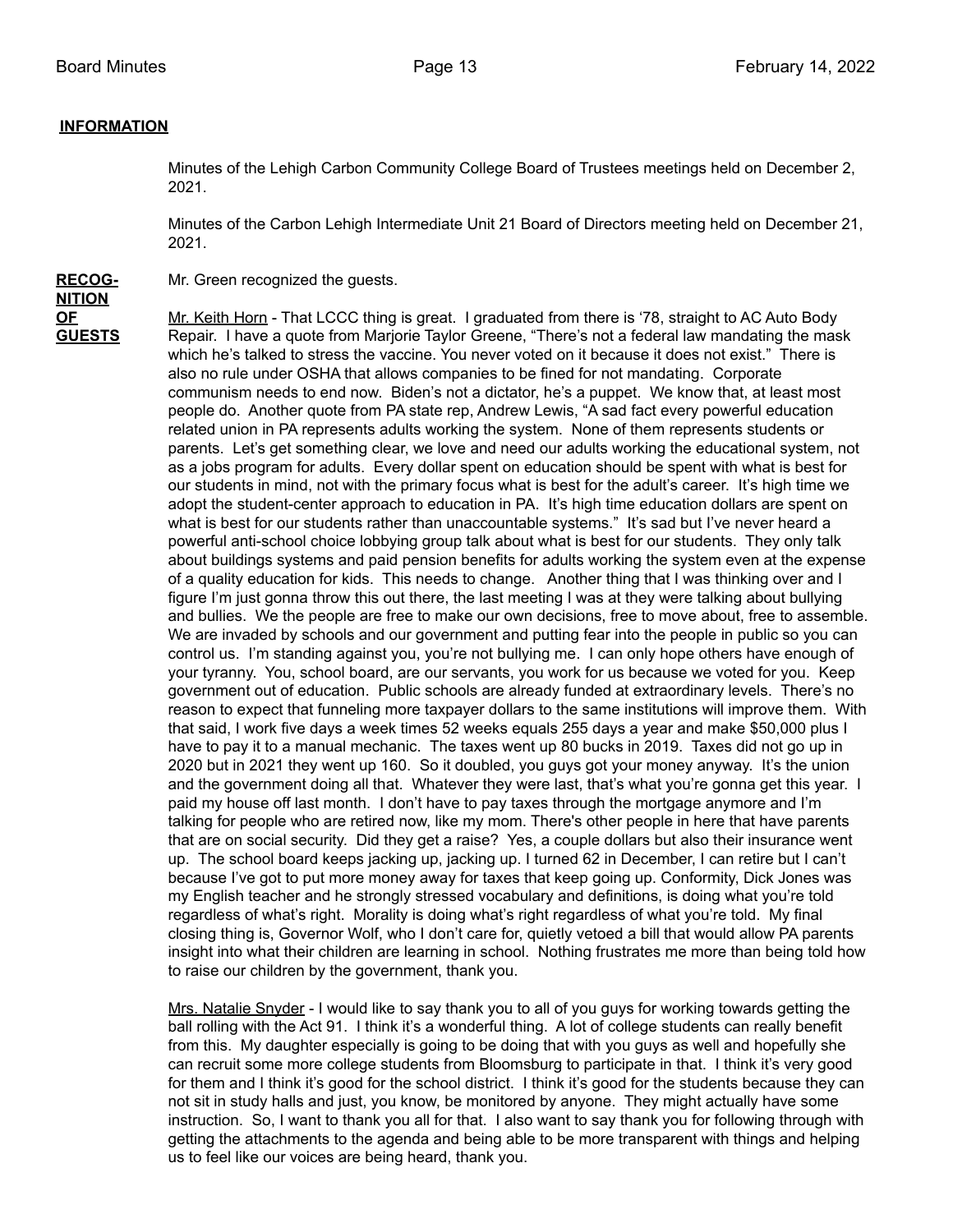**INFORMATION**

Minutes of the Lehigh Carbon Community College Board of Trustees meetings held on December 2, 2021.

Minutes of the Carbon Lehigh Intermediate Unit 21 Board of Directors meeting held on December 21, 2021.

**RECOGNITION OF GUESTS**

Mr. Green recognized the guests.

Mr. Keith Horn - That LCCC thing is great. I graduated from there is '78, straight to AC Auto Body Repair. I have a quote from Marjorie Taylor Greene, "There's not a federal law mandating the mask which he's talked to stress the vaccine. You never voted on it because it does not exist." There is also no rule under OSHA that allows companies to be fined for not mandating. Corporate communism needs to end now. Biden's not a dictator, he's a puppet. We know that, at least most people do. Another quote from PA state rep, Andrew Lewis, "A sad fact every powerful education related union in PA represents adults working the system. None of them represents students or parents. Let's get something clear, we love and need our adults working the educational system, not as a jobs program for adults. Every dollar spent on education should be spent with what is best for our students in mind, not with the primary focus what is best for the adult's career. It's high time we adopt the student-center approach to education in PA. It's high time education dollars are spent on what is best for our students rather than unaccountable systems." It's sad but I've never heard a powerful anti-school choice lobbying group talk about what is best for our students. They only talk about buildings systems and paid pension benefits for adults working the system even at the expense of a quality education for kids. This needs to change. Another thing that I was thinking over and I figure I'm just gonna throw this out there, the last meeting I was at they were talking about bullying and bullies. We the people are free to make our own decisions, free to move about, free to assemble. We are invaded by schools and our government and putting fear into the people in public so you can control us. I'm standing against you, you're not bullying me. I can only hope others have enough of your tyranny. You, school board, are our servants, you work for us because we voted for you. Keep government out of education. Public schools are already funded at extraordinary levels. There's no reason to expect that funneling more taxpayer dollars to the same institutions will improve them. With that said, I work five days a week times 52 weeks equals 255 days a year and make $50,000 plus I have to pay it to a manual mechanic. The taxes went up 80 bucks in 2019. Taxes did not go up in 2020 but in 2021 they went up 160. So it doubled, you guys got your money anyway. It's the union and the government doing all that. Whatever they were last, that's what you're gonna get this year. I paid my house off last month. I don't have to pay taxes through the mortgage anymore and I'm talking for people who are retired now, like my mom. There's other people in here that have parents that are on social security. Did they get a raise? Yes, a couple dollars but also their insurance went up. The school board keeps jacking up, jacking up. I turned 62 in December, I can retire but I can't because I've got to put more money away for taxes that keep going up. Conformity, Dick Jones was my English teacher and he strongly stressed vocabulary and definitions, is doing what you're told regardless of what's right. Morality is doing what's right regardless of what you're told. My final closing thing is, Governor Wolf, who I don't care for, quietly vetoed a bill that would allow PA parents insight into what their children are learning in school. Nothing frustrates me more than being told how to raise our children by the government, thank you.

Mrs. Natalie Snyder - I would like to say thank you to all of you guys for working towards getting the ball rolling with the Act 91. I think it's a wonderful thing. A lot of college students can really benefit from this. My daughter especially is going to be doing that with you guys as well and hopefully she can recruit some more college students from Bloomsburg to participate in that. I think it's very good for them and I think it's good for the school district. I think it's good for the students because they can not sit in study halls and just, you know, be monitored by anyone. They might actually have some instruction. So, I want to thank you all for that. I also want to say thank you for following through with getting the attachments to the agenda and being able to be more transparent with things and helping us to feel like our voices are being heard, thank you.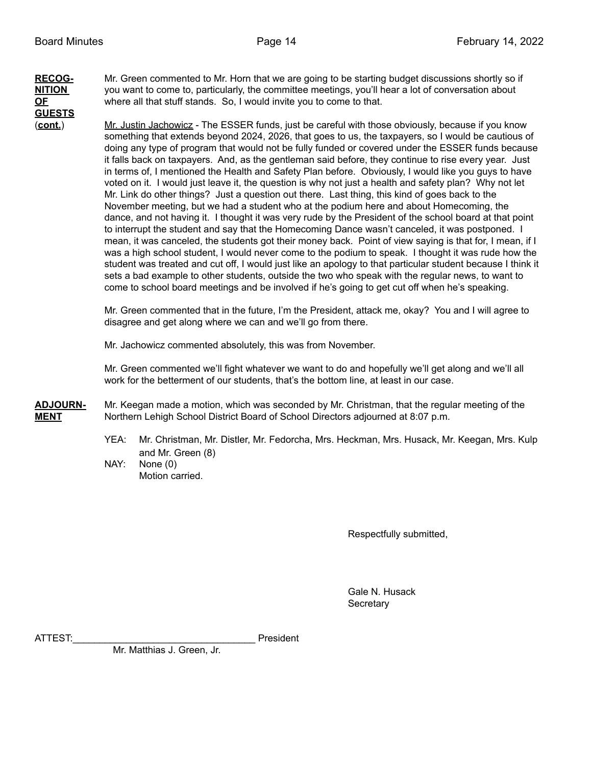**RECOGNITION OF GUESTS (cont.)**

Mr. Green commented to Mr. Horn that we are going to be starting budget discussions shortly so if you want to come to, particularly, the committee meetings, you'll hear a lot of conversation about where all that stuff stands. So, I would invite you to come to that.

Mr. Justin Jachowicz - The ESSER funds, just be careful with those obviously, because if you know something that extends beyond 2024, 2026, that goes to us, the taxpayers, so I would be cautious of doing any type of program that would not be fully funded or covered under the ESSER funds because it falls back on taxpayers. And, as the gentleman said before, they continue to rise every year. Just in terms of, I mentioned the Health and Safety Plan before. Obviously, I would like you guys to have voted on it. I would just leave it, the question is why not just a health and safety plan? Why not let Mr. Link do other things? Just a question out there. Last thing, this kind of goes back to the November meeting, but we had a student who at the podium here and about Homecoming, the dance, and not having it. I thought it was very rude by the President of the school board at that point to interrupt the student and say that the Homecoming Dance wasn't canceled, it was postponed. I mean, it was canceled, the students got their money back. Point of view saying is that for, I mean, if I was a high school student, I would never come to the podium to speak. I thought it was rude how the student was treated and cut off, I would just like an apology to that particular student because I think it sets a bad example to other students, outside the two who speak with the regular news, to want to come to school board meetings and be involved if he's going to get cut off when he's speaking.

Mr. Green commented that in the future, I'm the President, attack me, okay? You and I will agree to disagree and get along where we can and we'll go from there.

Mr. Jachowicz commented absolutely, this was from November.

Mr. Green commented we'll fight whatever we want to do and hopefully we'll get along and we'll all work for the betterment of our students, that's the bottom line, at least in our case.

**ADJOURNMENT**

Mr. Keegan made a motion, which was seconded by Mr. Christman, that the regular meeting of the Northern Lehigh School District Board of School Directors adjourned at 8:07 p.m.

YEA: Mr. Christman, Mr. Distler, Mr. Fedorcha, Mrs. Heckman, Mrs. Husack, Mr. Keegan, Mrs. Kulp and Mr. Green (8)
NAY: None (0)
Motion carried.

Respectfully submitted,

Gale N. Husack
Secretary

ATTEST:_________________________________ President
Mr. Matthias J. Green, Jr.